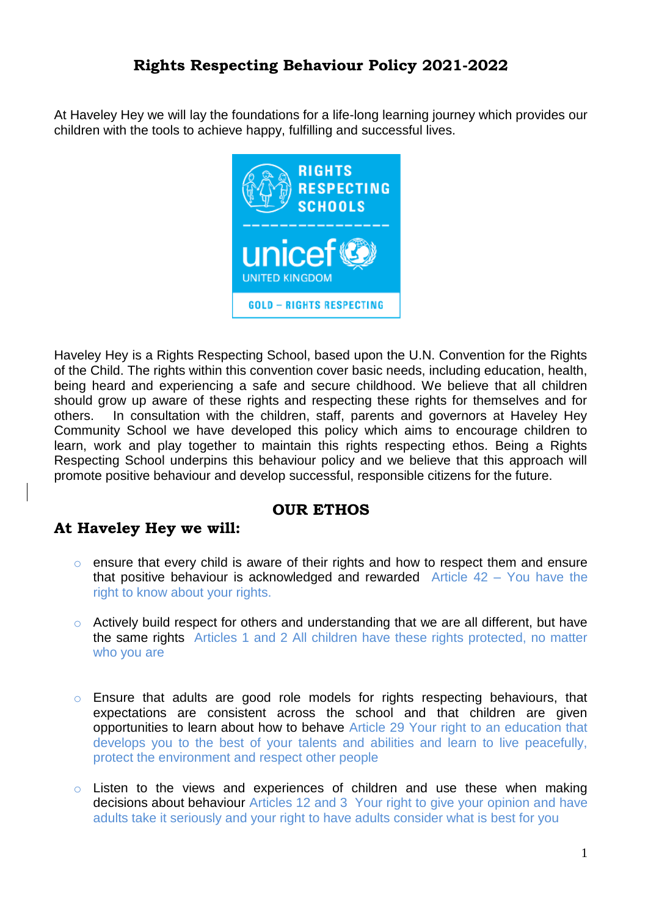# Rights Respecting Behaviour Policy 2021-2022

At Haveley Hey we will lay the foundations for a life-long learning journey which provides our children with the tools to achieve happy, fulfilling and successful lives.

Haveley Hey is a Rights Respecting School, based upon the U.N. Convention for the Rights of the Child. The rights within this convention cover basic needs, including education, health, being heard and experiencing a safe and secure childhood. We believe that all children should grow up aware of these rights and respecting these rights for themselves and for others. In consultation with the children, staff, parents and governors at Haveley Hey Community School we have developed this policy which aims to encourage children to learn, work and play together to maintain this rights respecting ethos. Being a Rights Respecting School underpins this behaviour policy and we believe that this approach will promote positive behaviour and develop successful, responsible citizens for the future.

## OUR ETHOS

### At Haveley Hey we will:

- ensure that every child is aware of their rights and how to respect them and ensure that positive behaviour is acknowledged and rewarded Article 42 – You have the right to know about your rights.

- Actively build respect for others and understanding that we are all different, but have the same rights Articles 1 and 2 All children have these rights protected, no matter who you are

- Ensure that adults are good role models for rights respecting behaviours, that expectations are consistent across the school and that children are given opportunities to learn about how to behave Article 29 Your right to an education that develops you to the best of your talents and abilities and learn to live peacefully, protect the environment and respect other people

- Listen to the views and experiences of children and use these when making decisions about behaviour Articles 12 and 3 Your right to give your opinion and have adults take it seriously and your right to have adults consider what is best for you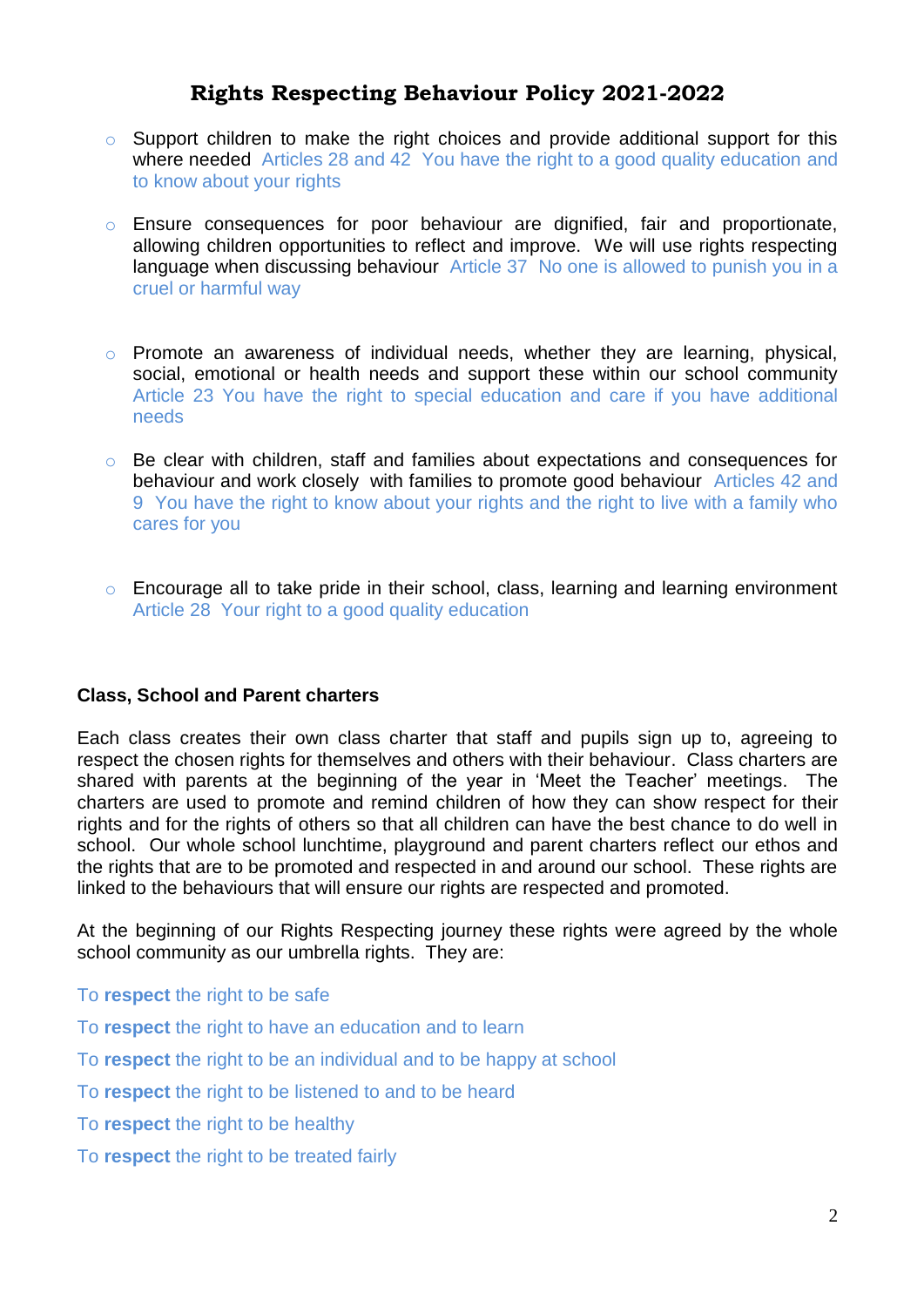# Rights Respecting Behaviour Policy 2021-2022

- Support children to make the right choices and provide additional support for this where needed Articles 28 and 42 You have the right to a good quality education and to know about your rights

- Ensure consequences for poor behaviour are dignified, fair and proportionate, allowing children opportunities to reflect and improve. We will use rights respecting language when discussing behaviour Article 37 No one is allowed to punish you in a cruel or harmful way

- Promote an awareness of individual needs, whether they are learning, physical, social, emotional or health needs and support these within our school community Article 23 You have the right to special education and care if you have additional needs

- Be clear with children, staff and families about expectations and consequences for behaviour and work closely with families to promote good behaviour Articles 42 and 9 You have the right to know about your rights and the right to live with a family who cares for you

- Encourage all to take pride in their school, class, learning and learning environment Article 28 Your right to a good quality education

**Class, School and Parent charters**

Each class creates their own class charter that staff and pupils sign up to, agreeing to respect the chosen rights for themselves and others with their behaviour. Class charters are shared with parents at the beginning of the year in 'Meet the Teacher' meetings. The charters are used to promote and remind children of how they can show respect for their rights and for the rights of others so that all children can have the best chance to do well in school. Our whole school lunchtime, playground and parent charters reflect our ethos and the rights that are to be promoted and respected in and around our school. These rights are linked to the behaviours that will ensure our rights are respected and promoted.

At the beginning of our Rights Respecting journey these rights were agreed by the whole school community as our umbrella rights. They are:

To **respect** the right to be safe

To **respect** the right to have an education and to learn

To **respect** the right to be an individual and to be happy at school

To **respect** the right to be listened to and to be heard

To **respect** the right to be healthy

To **respect** the right to be treated fairly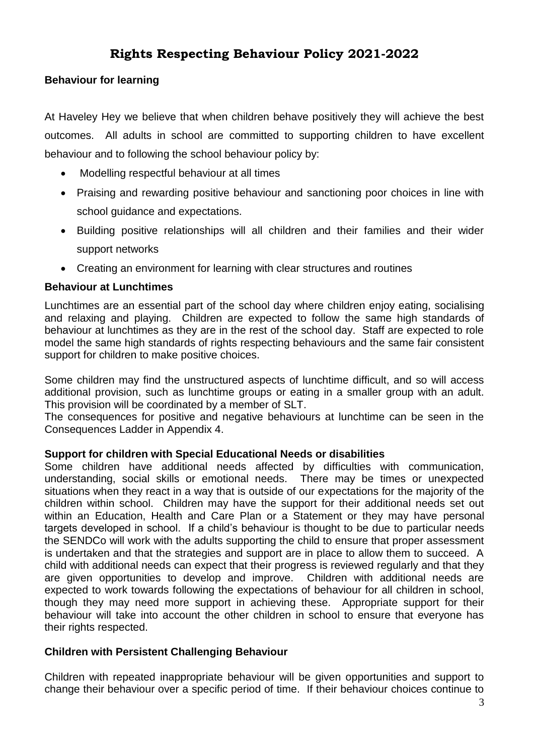# Rights Respecting Behaviour Policy 2021-2022

## Behaviour for learning

At Haveley Hey we believe that when children behave positively they will achieve the best outcomes. All adults in school are committed to supporting children to have excellent behaviour and to following the school behaviour policy by:

- Modelling respectful behaviour at all times
- Praising and rewarding positive behaviour and sanctioning poor choices in line with school guidance and expectations.
- Building positive relationships will all children and their families and their wider support networks
- Creating an environment for learning with clear structures and routines

## Behaviour at Lunchtimes

Lunchtimes are an essential part of the school day where children enjoy eating, socialising and relaxing and playing. Children are expected to follow the same high standards of behaviour at lunchtimes as they are in the rest of the school day. Staff are expected to role model the same high standards of rights respecting behaviours and the same fair consistent support for children to make positive choices.

Some children may find the unstructured aspects of lunchtime difficult, and so will access additional provision, such as lunchtime groups or eating in a smaller group with an adult. This provision will be coordinated by a member of SLT.

The consequences for positive and negative behaviours at lunchtime can be seen in the Consequences Ladder in Appendix 4.

## Support for children with Special Educational Needs or disabilities

Some children have additional needs affected by difficulties with communication, understanding, social skills or emotional needs. There may be times or unexpected situations when they react in a way that is outside of our expectations for the majority of the children within school. Children may have the support for their additional needs set out within an Education, Health and Care Plan or a Statement or they may have personal targets developed in school. If a child's behaviour is thought to be due to particular needs the SENDCo will work with the adults supporting the child to ensure that proper assessment is undertaken and that the strategies and support are in place to allow them to succeed. A child with additional needs can expect that their progress is reviewed regularly and that they are given opportunities to develop and improve. Children with additional needs are expected to work towards following the expectations of behaviour for all children in school, though they may need more support in achieving these. Appropriate support for their behaviour will take into account the other children in school to ensure that everyone has their rights respected.

## Children with Persistent Challenging Behaviour

Children with repeated inappropriate behaviour will be given opportunities and support to change their behaviour over a specific period of time. If their behaviour choices continue to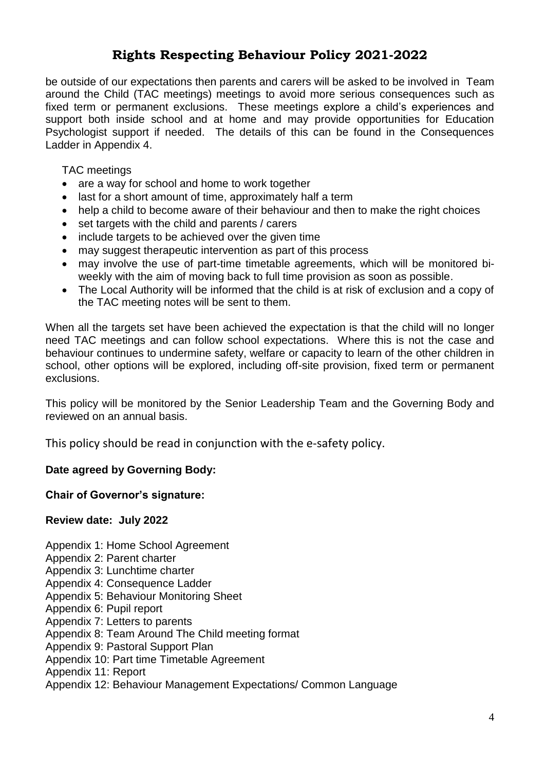be outside of our expectations then parents and carers will be asked to be involved in Team around the Child (TAC meetings) meetings to avoid more serious consequences such as fixed term or permanent exclusions. These meetings explore a child's experiences and support both inside school and at home and may provide opportunities for Education Psychologist support if needed. The details of this can be found in the Consequences Ladder in Appendix 4.

TAC meetings

- are a way for school and home to work together
- last for a short amount of time, approximately half a term
- help a child to become aware of their behaviour and then to make the right choices
- set targets with the child and parents / carers
- include targets to be achieved over the given time
- may suggest therapeutic intervention as part of this process
- may involve the use of part-time timetable agreements, which will be monitored bi-weekly with the aim of moving back to full time provision as soon as possible.
- The Local Authority will be informed that the child is at risk of exclusion and a copy of the TAC meeting notes will be sent to them.

When all the targets set have been achieved the expectation is that the child will no longer need TAC meetings and can follow school expectations. Where this is not the case and behaviour continues to undermine safety, welfare or capacity to learn of the other children in school, other options will be explored, including off-site provision, fixed term or permanent exclusions.

This policy will be monitored by the Senior Leadership Team and the Governing Body and reviewed on an annual basis.

This policy should be read in conjunction with the e-safety policy.

**Date agreed by Governing Body:**

**Chair of Governor's signature:**

**Review date: July 2022**

Appendix 1: Home School Agreement
Appendix 2: Parent charter
Appendix 3: Lunchtime charter
Appendix 4: Consequence Ladder
Appendix 5: Behaviour Monitoring Sheet
Appendix 6: Pupil report
Appendix 7: Letters to parents
Appendix 8: Team Around The Child meeting format
Appendix 9: Pastoral Support Plan
Appendix 10: Part time Timetable Agreement
Appendix 11: Report
Appendix 12: Behaviour Management Expectations/ Common Language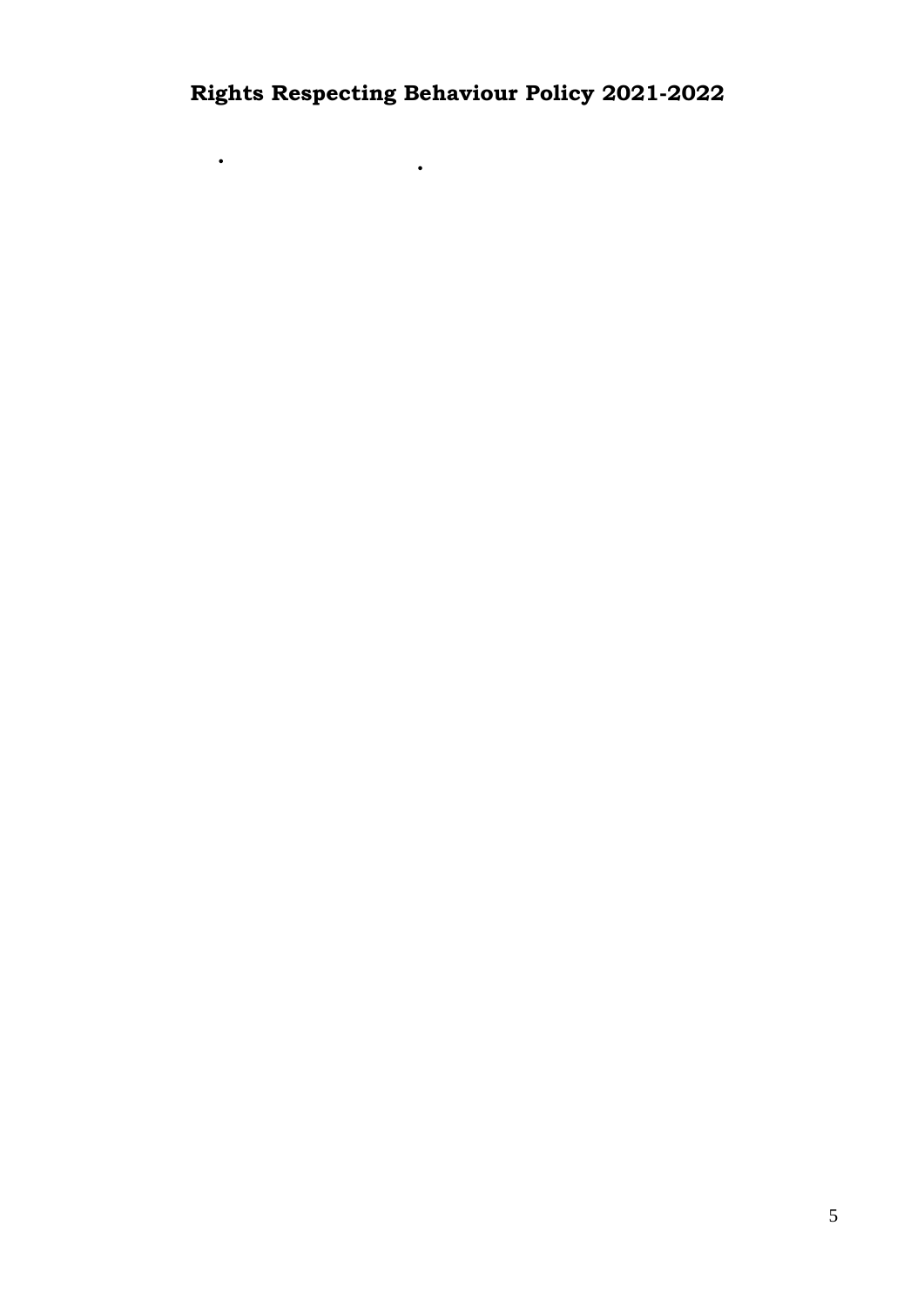# Rights Respecting Behaviour Policy 2021-2022